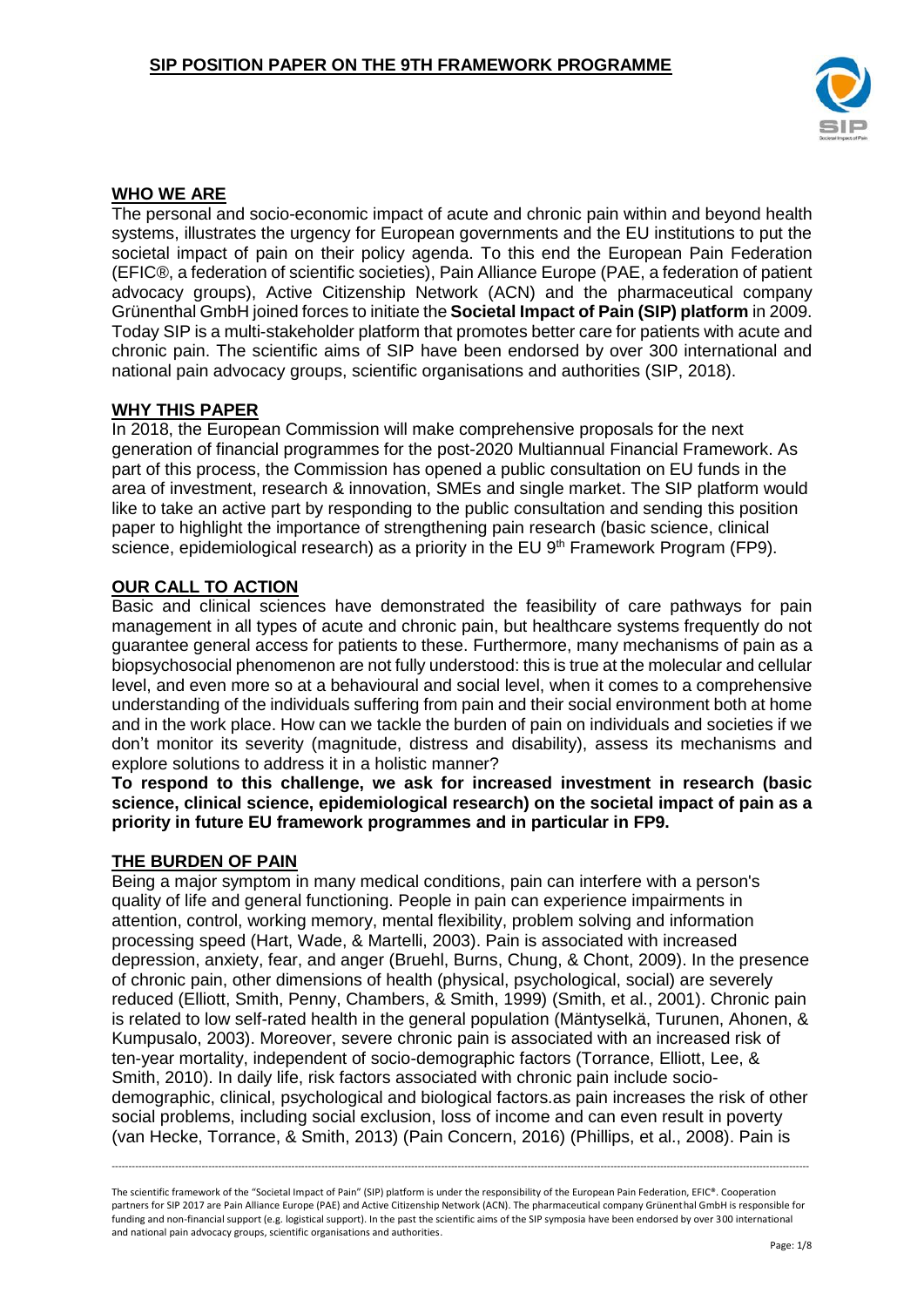# SIP POSITION PAPER ON THE 9TH FRAMEWORK PROGRAMME

## WHO WE ARE

The personal and socio-economic impact of acute and chronic pain within and beyond health systems, illustrates the urgency for European governments and the EU institutions to put the societal impact of pain on their policy agenda. To this end the European Pain Federation (EFIC®, a federation of scientific societies), Pain Alliance Europe (PAE, a federation of patient advocacy groups), Active Citizenship Network (ACN) and the pharmaceutical company Grünenthal GmbH joined forces to initiate the **Societal Impact of Pain (SIP) platform** in 2009. Today SIP is a multi-stakeholder platform that promotes better care for patients with acute and chronic pain. The scientific aims of SIP have been endorsed by over 300 international and national pain advocacy groups, scientific organisations and authorities (SIP, 2018).

## WHY THIS PAPER

In 2018, the European Commission will make comprehensive proposals for the next generation of financial programmes for the post-2020 Multiannual Financial Framework. As part of this process, the Commission has opened a public consultation on EU funds in the area of investment, research & innovation, SMEs and single market. The SIP platform would like to take an active part by responding to the public consultation and sending this position paper to highlight the importance of strengthening pain research (basic science, clinical science, epidemiological research) as a priority in the EU 9th Framework Program (FP9).

## OUR CALL TO ACTION

Basic and clinical sciences have demonstrated the feasibility of care pathways for pain management in all types of acute and chronic pain, but healthcare systems frequently do not guarantee general access for patients to these. Furthermore, many mechanisms of pain as a biopsychosocial phenomenon are not fully understood: this is true at the molecular and cellular level, and even more so at a behavioural and social level, when it comes to a comprehensive understanding of the individuals suffering from pain and their social environment both at home and in the work place. How can we tackle the burden of pain on individuals and societies if we don't monitor its severity (magnitude, distress and disability), assess its mechanisms and explore solutions to address it in a holistic manner?

**To respond to this challenge, we ask for increased investment in research (basic science, clinical science, epidemiological research) on the societal impact of pain as a priority in future EU framework programmes and in particular in FP9.**

## THE BURDEN OF PAIN

Being a major symptom in many medical conditions, pain can interfere with a person's quality of life and general functioning. People in pain can experience impairments in attention, control, working memory, mental flexibility, problem solving and information processing speed (Hart, Wade, & Martelli, 2003). Pain is associated with increased depression, anxiety, fear, and anger (Bruehl, Burns, Chung, & Chont, 2009). In the presence of chronic pain, other dimensions of health (physical, psychological, social) are severely reduced (Elliott, Smith, Penny, Chambers, & Smith, 1999) (Smith, et al., 2001). Chronic pain is related to low self-rated health in the general population (Mäntyselkä, Turunen, Ahonen, & Kumpusalo, 2003). Moreover, severe chronic pain is associated with an increased risk of ten-year mortality, independent of socio-demographic factors (Torrance, Elliott, Lee, & Smith, 2010). In daily life, risk factors associated with chronic pain include socio-demographic, clinical, psychological and biological factors.as pain increases the risk of other social problems, including social exclusion, loss of income and can even result in poverty (van Hecke, Torrance, & Smith, 2013) (Pain Concern, 2016) (Phillips, et al., 2008). Pain is

---

The scientific framework of the "Societal Impact of Pain" (SIP) platform is under the responsibility of the European Pain Federation, EFIC®. Cooperation partners for SIP 2017 are Pain Alliance Europe (PAE) and Active Citizenship Network (ACN). The pharmaceutical company Grünenthal GmbH is responsible for funding and non-financial support (e.g. logistical support). In the past the scientific aims of the SIP symposia have been endorsed by over 300 international and national pain advocacy groups, scientific organisations and authorities.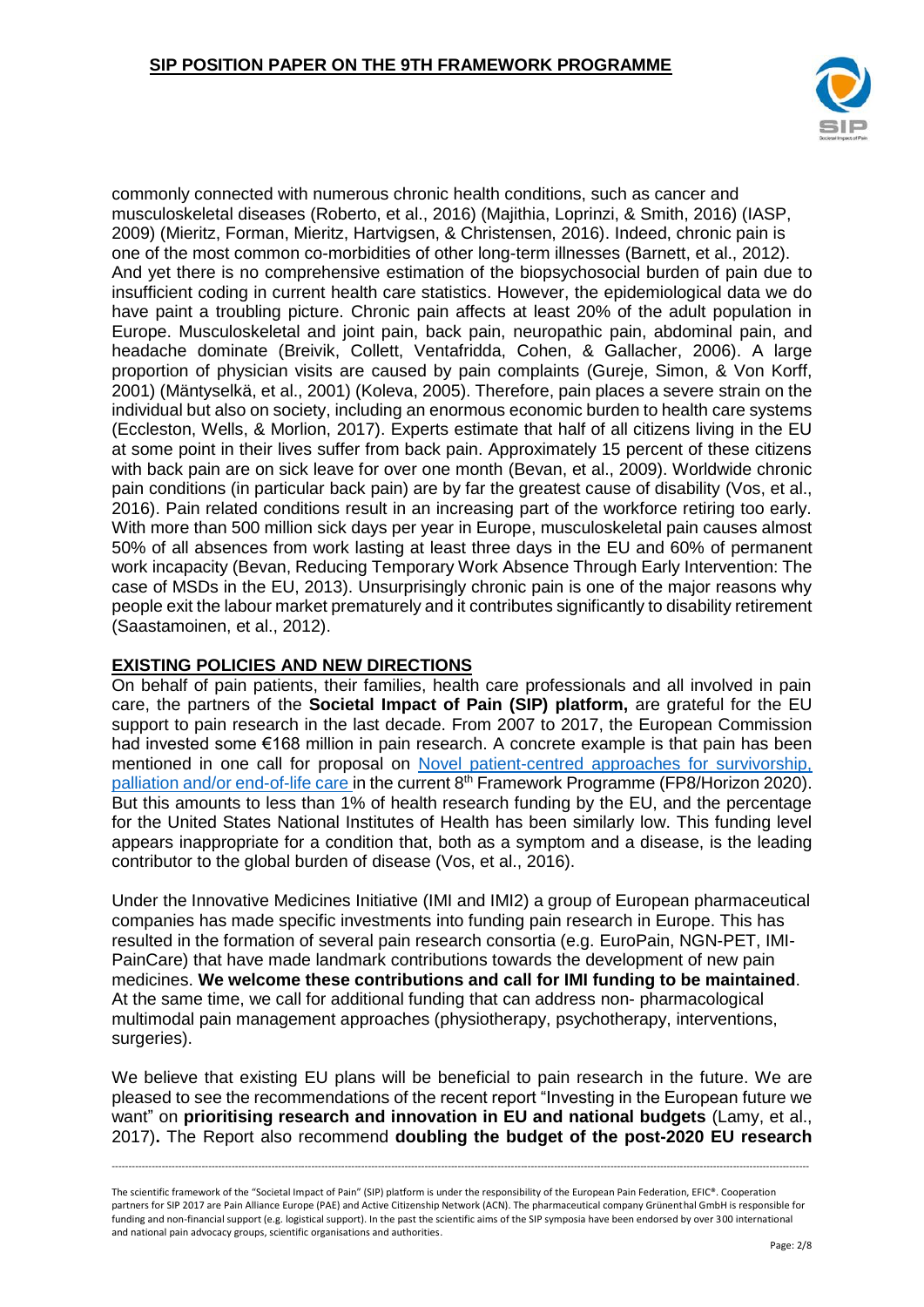commonly connected with numerous chronic health conditions, such as cancer and musculoskeletal diseases (Roberto, et al., 2016) (Majithia, Loprinzi, & Smith, 2016) (IASP, 2009) (Mieritz, Forman, Mieritz, Hartvigsen, & Christensen, 2016). Indeed, chronic pain is one of the most common co-morbidities of other long-term illnesses (Barnett, et al., 2012). And yet there is no comprehensive estimation of the biopsychosocial burden of pain due to insufficient coding in current health care statistics. However, the epidemiological data we do have paint a troubling picture. Chronic pain affects at least 20% of the adult population in Europe. Musculoskeletal and joint pain, back pain, neuropathic pain, abdominal pain, and headache dominate (Breivik, Collett, Ventafridda, Cohen, & Gallacher, 2006). A large proportion of physician visits are caused by pain complaints (Gureje, Simon, & Von Korff, 2001) (Mäntyselkä, et al., 2001) (Koleva, 2005). Therefore, pain places a severe strain on the individual but also on society, including an enormous economic burden to health care systems (Eccleston, Wells, & Morlion, 2017). Experts estimate that half of all citizens living in the EU at some point in their lives suffer from back pain. Approximately 15 percent of these citizens with back pain are on sick leave for over one month (Bevan, et al., 2009). Worldwide chronic pain conditions (in particular back pain) are by far the greatest cause of disability (Vos, et al., 2016). Pain related conditions result in an increasing part of the workforce retiring too early. With more than 500 million sick days per year in Europe, musculoskeletal pain causes almost 50% of all absences from work lasting at least three days in the EU and 60% of permanent work incapacity (Bevan, Reducing Temporary Work Absence Through Early Intervention: The case of MSDs in the EU, 2013). Unsurprisingly chronic pain is one of the major reasons why people exit the labour market prematurely and it contributes significantly to disability retirement (Saastamoinen, et al., 2012).

## EXISTING POLICIES AND NEW DIRECTIONS

On behalf of pain patients, their families, health care professionals and all involved in pain care, the partners of the **Societal Impact of Pain (SIP) platform,** are grateful for the EU support to pain research in the last decade. From 2007 to 2017, the European Commission had invested some €168 million in pain research. A concrete example is that pain has been mentioned in one call for proposal on Novel patient-centred approaches for survivorship, palliation and/or end-of-life care in the current 8th Framework Programme (FP8/Horizon 2020). But this amounts to less than 1% of health research funding by the EU, and the percentage for the United States National Institutes of Health has been similarly low. This funding level appears inappropriate for a condition that, both as a symptom and a disease, is the leading contributor to the global burden of disease (Vos, et al., 2016).

Under the Innovative Medicines Initiative (IMI and IMI2) a group of European pharmaceutical companies has made specific investments into funding pain research in Europe. This has resulted in the formation of several pain research consortia (e.g. EuroPain, NGN-PET, IMI-PainCare) that have made landmark contributions towards the development of new pain medicines. **We welcome these contributions and call for IMI funding to be maintained**. At the same time, we call for additional funding that can address non- pharmacological multimodal pain management approaches (physiotherapy, psychotherapy, interventions, surgeries).

We believe that existing EU plans will be beneficial to pain research in the future. We are pleased to see the recommendations of the recent report "Investing in the European future we want" on **prioritising research and innovation in EU and national budgets** (Lamy, et al., 2017)**.** The Report also recommend **doubling the budget of the post-2020 EU research**

The scientific framework of the "Societal Impact of Pain" (SIP) platform is under the responsibility of the European Pain Federation, EFIC®. Cooperation partners for SIP 2017 are Pain Alliance Europe (PAE) and Active Citizenship Network (ACN). The pharmaceutical company Grünenthal GmbH is responsible for funding and non-financial support (e.g. logistical support). In the past the scientific aims of the SIP symposia have been endorsed by over 300 international and national pain advocacy groups, scientific organisations and authorities.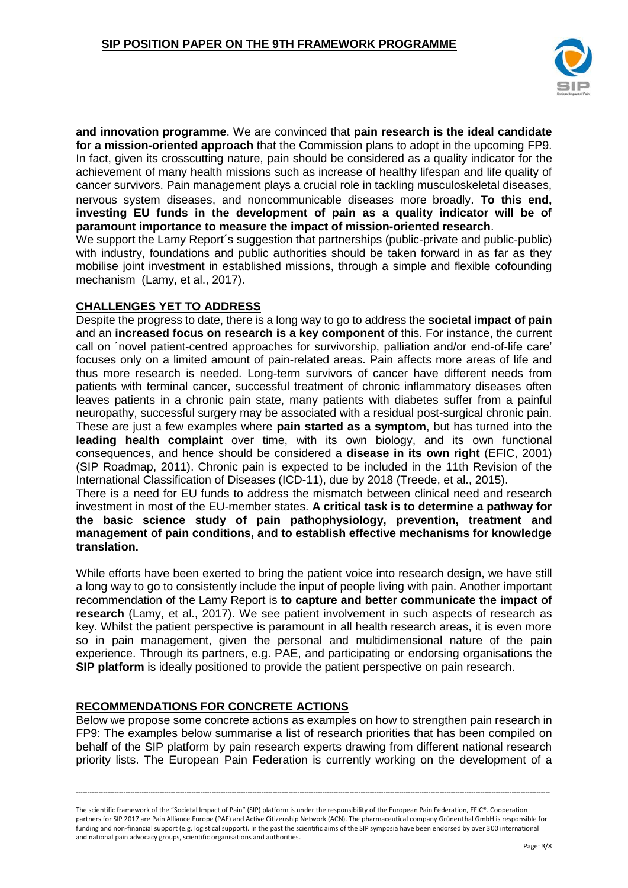**and innovation programme**. We are convinced that **pain research is the ideal candidate for a mission-oriented approach** that the Commission plans to adopt in the upcoming FP9. In fact, given its crosscutting nature, pain should be considered as a quality indicator for the achievement of many health missions such as increase of healthy lifespan and life quality of cancer survivors. Pain management plays a crucial role in tackling musculoskeletal diseases, nervous system diseases, and noncommunicable diseases more broadly. **To this end, investing EU funds in the development of pain as a quality indicator will be of paramount importance to measure the impact of mission-oriented research**.

We support the Lamy Report´s suggestion that partnerships (public-private and public-public) with industry, foundations and public authorities should be taken forward in as far as they mobilise joint investment in established missions, through a simple and flexible cofounding mechanism (Lamy, et al., 2017).

## CHALLENGES YET TO ADDRESS

Despite the progress to date, there is a long way to go to address the **societal impact of pain** and an **increased focus on research is a key component** of this. For instance, the current call on ´novel patient-centred approaches for survivorship, palliation and/or end-of-life care' focuses only on a limited amount of pain-related areas. Pain affects more areas of life and thus more research is needed. Long-term survivors of cancer have different needs from patients with terminal cancer, successful treatment of chronic inflammatory diseases often leaves patients in a chronic pain state, many patients with diabetes suffer from a painful neuropathy, successful surgery may be associated with a residual post-surgical chronic pain. These are just a few examples where **pain started as a symptom**, but has turned into the **leading health complaint** over time, with its own biology, and its own functional consequences, and hence should be considered a **disease in its own right** (EFIC, 2001) (SIP Roadmap, 2011). Chronic pain is expected to be included in the 11th Revision of the International Classification of Diseases (ICD-11), due by 2018 (Treede, et al., 2015).

There is a need for EU funds to address the mismatch between clinical need and research investment in most of the EU-member states. **A critical task is to determine a pathway for the basic science study of pain pathophysiology, prevention, treatment and management of pain conditions, and to establish effective mechanisms for knowledge translation.**

While efforts have been exerted to bring the patient voice into research design, we have still a long way to go to consistently include the input of people living with pain. Another important recommendation of the Lamy Report is **to capture and better communicate the impact of research** (Lamy, et al., 2017). We see patient involvement in such aspects of research as key. Whilst the patient perspective is paramount in all health research areas, it is even more so in pain management, given the personal and multidimensional nature of the pain experience. Through its partners, e.g. PAE, and participating or endorsing organisations the **SIP platform** is ideally positioned to provide the patient perspective on pain research.

## RECOMMENDATIONS FOR CONCRETE ACTIONS

Below we propose some concrete actions as examples on how to strengthen pain research in FP9: The examples below summarise a list of research priorities that has been compiled on behalf of the SIP platform by pain research experts drawing from different national research priority lists. The European Pain Federation is currently working on the development of a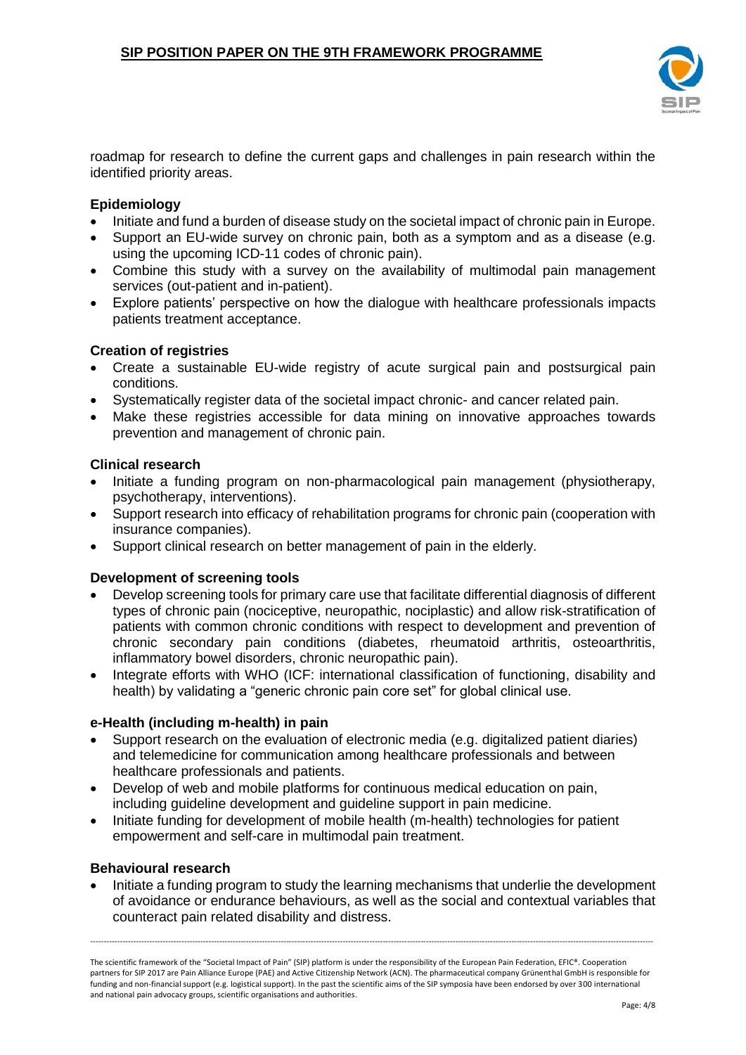roadmap for research to define the current gaps and challenges in pain research within the identified priority areas.

**Epidemiology**

- Initiate and fund a burden of disease study on the societal impact of chronic pain in Europe.
- Support an EU-wide survey on chronic pain, both as a symptom and as a disease (e.g. using the upcoming ICD-11 codes of chronic pain).
- Combine this study with a survey on the availability of multimodal pain management services (out-patient and in-patient).
- Explore patients' perspective on how the dialogue with healthcare professionals impacts patients treatment acceptance.

**Creation of registries**

- Create a sustainable EU-wide registry of acute surgical pain and postsurgical pain conditions.
- Systematically register data of the societal impact chronic- and cancer related pain.
- Make these registries accessible for data mining on innovative approaches towards prevention and management of chronic pain.

**Clinical research**

- Initiate a funding program on non-pharmacological pain management (physiotherapy, psychotherapy, interventions).
- Support research into efficacy of rehabilitation programs for chronic pain (cooperation with insurance companies).
- Support clinical research on better management of pain in the elderly.

**Development of screening tools**

- Develop screening tools for primary care use that facilitate differential diagnosis of different types of chronic pain (nociceptive, neuropathic, nociplastic) and allow risk-stratification of patients with common chronic conditions with respect to development and prevention of chronic secondary pain conditions (diabetes, rheumatoid arthritis, osteoarthritis, inflammatory bowel disorders, chronic neuropathic pain).
- Integrate efforts with WHO (ICF: international classification of functioning, disability and health) by validating a "generic chronic pain core set" for global clinical use.

**e-Health (including m-health) in pain**

- Support research on the evaluation of electronic media (e.g. digitalized patient diaries) and telemedicine for communication among healthcare professionals and between healthcare professionals and patients.
- Develop of web and mobile platforms for continuous medical education on pain, including guideline development and guideline support in pain medicine.
- Initiate funding for development of mobile health (m-health) technologies for patient empowerment and self-care in multimodal pain treatment.

**Behavioural research**

- Initiate a funding program to study the learning mechanisms that underlie the development of avoidance or endurance behaviours, as well as the social and contextual variables that counteract pain related disability and distress.

---

The scientific framework of the "Societal Impact of Pain" (SIP) platform is under the responsibility of the European Pain Federation, EFIC®. Cooperation partners for SIP 2017 are Pain Alliance Europe (PAE) and Active Citizenship Network (ACN). The pharmaceutical company Grünenthal GmbH is responsible for funding and non-financial support (e.g. logistical support). In the past the scientific aims of the SIP symposia have been endorsed by over 300 international and national pain advocacy groups, scientific organisations and authorities.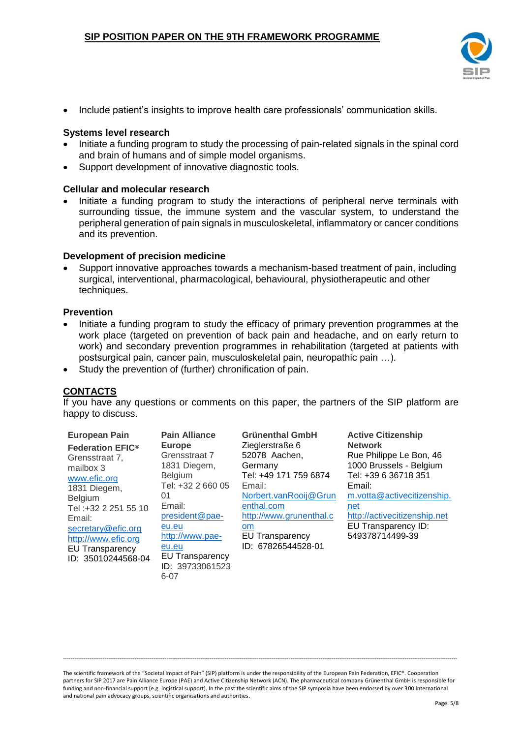- Include patient's insights to improve health care professionals' communication skills.

**Systems level research**

- Initiate a funding program to study the processing of pain-related signals in the spinal cord and brain of humans and of simple model organisms.
- Support development of innovative diagnostic tools.

**Cellular and molecular research**

- Initiate a funding program to study the interactions of peripheral nerve terminals with surrounding tissue, the immune system and the vascular system, to understand the peripheral generation of pain signals in musculoskeletal, inflammatory or cancer conditions and its prevention.

**Development of precision medicine**

- Support innovative approaches towards a mechanism-based treatment of pain, including surgical, interventional, pharmacological, behavioural, physiotherapeutic and other techniques.

**Prevention**

- Initiate a funding program to study the efficacy of primary prevention programmes at the work place (targeted on prevention of back pain and headache, and on early return to work) and secondary prevention programmes in rehabilitation (targeted at patients with postsurgical pain, cancer pain, musculoskeletal pain, neuropathic pain …).
- Study the prevention of (further) chronification of pain.

## CONTACTS

If you have any questions or comments on this paper, the partners of the SIP platform are happy to discuss.

**European Pain Federation EFIC®**
Grensstraat 7, mailbox 3
www.efic.org
1831 Diegem, Belgium
Tel :+32 2 251 55 10
Email: secretary@efic.org
http://www.efic.org
EU Transparency ID: 35010244568-04

**Pain Alliance Europe**
Grensstraat 7
1831 Diegem, Belgium
Tel: +32 2 660 05 01
Email: president@pae-eu.eu
http://www.pae-eu.eu
EU Transparency ID: 397330615236-07

**Grünenthal GmbH**
Zieglerstraße 6
52078 Aachen, Germany
Tel: +49 171 759 6874
Email: Norbert.vanRooij@Grunenthal.com
http://www.grunenthal.com
EU Transparency ID: 67826544528-01

**Active Citizenship Network**
Rue Philippe Le Bon, 46
1000 Brussels - Belgium
Tel: +39 6 36718 351
Email: m.votta@activecitizenship.net
http://activecitizenship.net
EU Transparency ID: 549378714499-39

---

The scientific framework of the "Societal Impact of Pain" (SIP) platform is under the responsibility of the European Pain Federation, EFIC®. Cooperation partners for SIP 2017 are Pain Alliance Europe (PAE) and Active Citizenship Network (ACN). The pharmaceutical company Grünenthal GmbH is responsible for funding and non-financial support (e.g. logistical support). In the past the scientific aims of the SIP symposia have been endorsed by over 300 international and national pain advocacy groups, scientific organisations and authorities.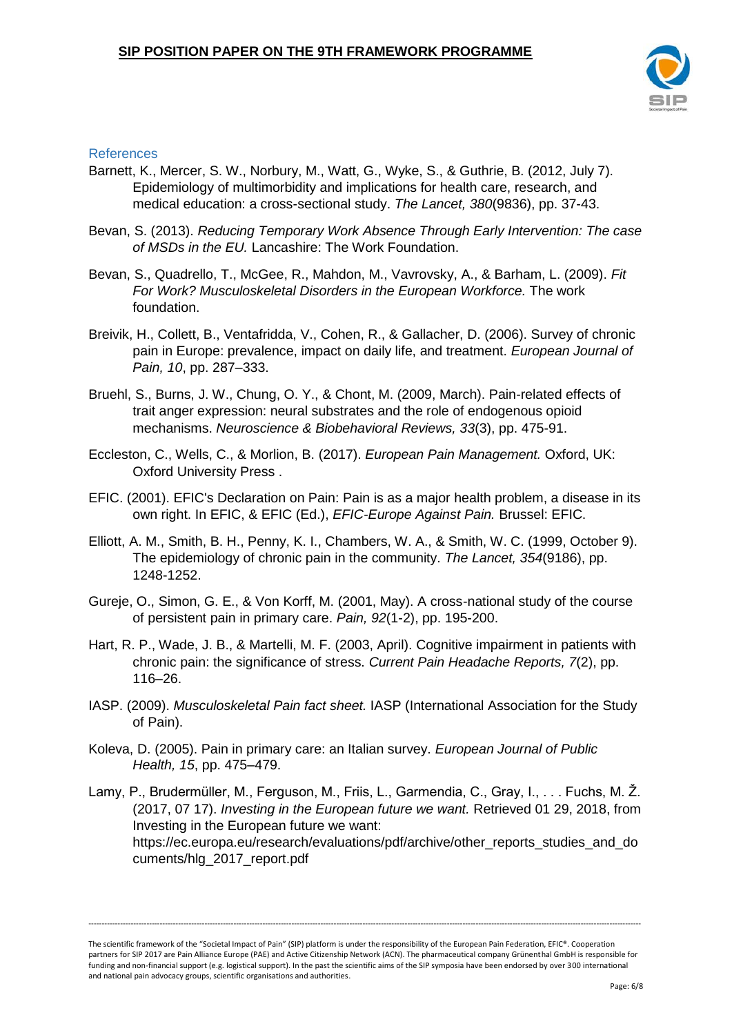## References

Barnett, K., Mercer, S. W., Norbury, M., Watt, G., Wyke, S., & Guthrie, B. (2012, July 7). Epidemiology of multimorbidity and implications for health care, research, and medical education: a cross-sectional study. *The Lancet, 380*(9836), pp. 37-43.

Bevan, S. (2013). *Reducing Temporary Work Absence Through Early Intervention: The case of MSDs in the EU.* Lancashire: The Work Foundation.

Bevan, S., Quadrello, T., McGee, R., Mahdon, M., Vavrovsky, A., & Barham, L. (2009). *Fit For Work? Musculoskeletal Disorders in the European Workforce.* The work foundation.

Breivik, H., Collett, B., Ventafridda, V., Cohen, R., & Gallacher, D. (2006). Survey of chronic pain in Europe: prevalence, impact on daily life, and treatment. *European Journal of Pain, 10*, pp. 287–333.

Bruehl, S., Burns, J. W., Chung, O. Y., & Chont, M. (2009, March). Pain-related effects of trait anger expression: neural substrates and the role of endogenous opioid mechanisms. *Neuroscience & Biobehavioral Reviews, 33*(3), pp. 475-91.

Eccleston, C., Wells, C., & Morlion, B. (2017). *European Pain Management.* Oxford, UK: Oxford University Press .

EFIC. (2001). EFIC's Declaration on Pain: Pain is as a major health problem, a disease in its own right. In EFIC, & EFIC (Ed.), *EFIC-Europe Against Pain.* Brussel: EFIC.

Elliott, A. M., Smith, B. H., Penny, K. I., Chambers, W. A., & Smith, W. C. (1999, October 9). The epidemiology of chronic pain in the community. *The Lancet, 354*(9186), pp. 1248-1252.

Gureje, O., Simon, G. E., & Von Korff, M. (2001, May). A cross-national study of the course of persistent pain in primary care. *Pain, 92*(1-2), pp. 195-200.

Hart, R. P., Wade, J. B., & Martelli, M. F. (2003, April). Cognitive impairment in patients with chronic pain: the significance of stress. *Current Pain Headache Reports, 7*(2), pp. 116–26.

IASP. (2009). *Musculoskeletal Pain fact sheet.* IASP (International Association for the Study of Pain).

Koleva, D. (2005). Pain in primary care: an Italian survey. *European Journal of Public Health, 15*, pp. 475–479.

Lamy, P., Brudermüller, M., Ferguson, M., Friis, L., Garmendia, C., Gray, I., . . . Fuchs, M. Ž. (2017, 07 17). *Investing in the European future we want.* Retrieved 01 29, 2018, from Investing in the European future we want: https://ec.europa.eu/research/evaluations/pdf/archive/other_reports_studies_and_documents/hlg_2017_report.pdf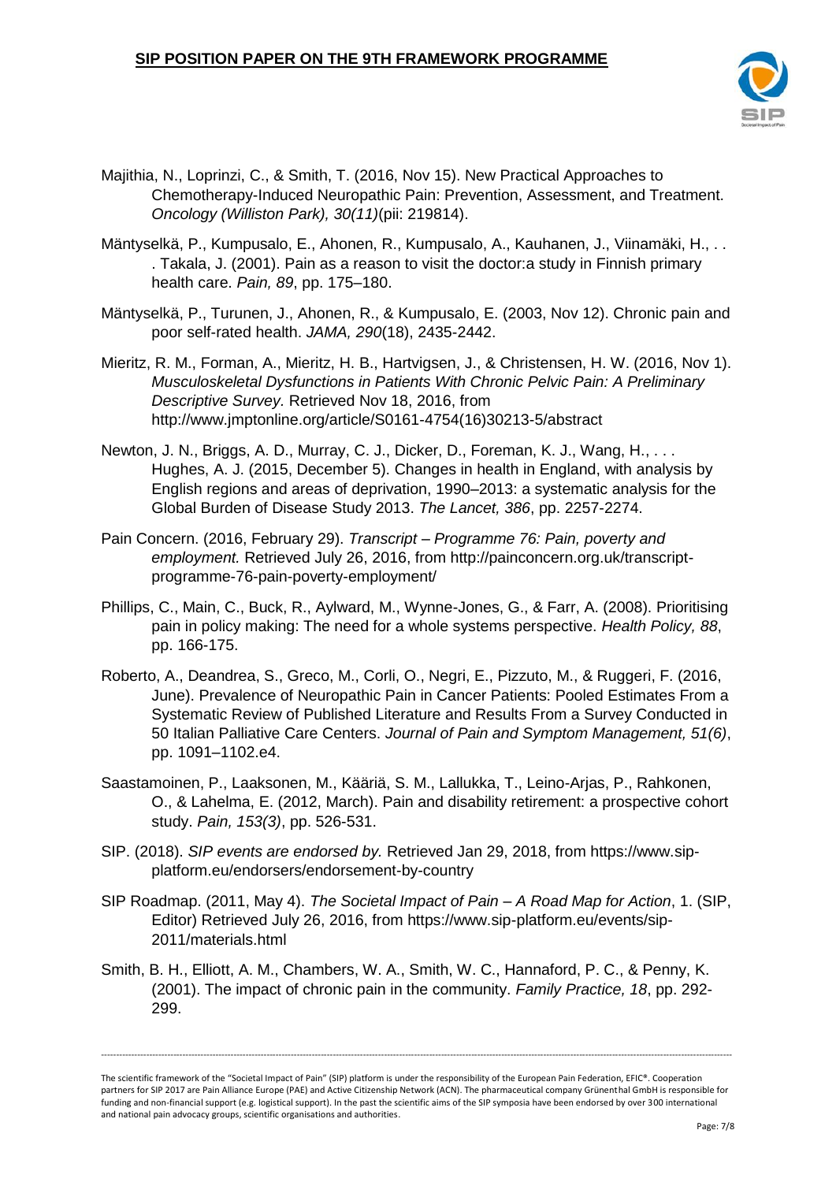Majithia, N., Loprinzi, C., & Smith, T. (2016, Nov 15). New Practical Approaches to Chemotherapy-Induced Neuropathic Pain: Prevention, Assessment, and Treatment. *Oncology (Williston Park), 30(11)*(pii: 219814).

Mäntyselkä, P., Kumpusalo, E., Ahonen, R., Kumpusalo, A., Kauhanen, J., Viinamäki, H., . . . Takala, J. (2001). Pain as a reason to visit the doctor:a study in Finnish primary health care. *Pain, 89*, pp. 175–180.

Mäntyselkä, P., Turunen, J., Ahonen, R., & Kumpusalo, E. (2003, Nov 12). Chronic pain and poor self-rated health. *JAMA, 290*(18), 2435-2442.

Mieritz, R. M., Forman, A., Mieritz, H. B., Hartvigsen, J., & Christensen, H. W. (2016, Nov 1). *Musculoskeletal Dysfunctions in Patients With Chronic Pelvic Pain: A Preliminary Descriptive Survey.* Retrieved Nov 18, 2016, from http://www.jmptonline.org/article/S0161-4754(16)30213-5/abstract

Newton, J. N., Briggs, A. D., Murray, C. J., Dicker, D., Foreman, K. J., Wang, H., . . . Hughes, A. J. (2015, December 5). Changes in health in England, with analysis by English regions and areas of deprivation, 1990–2013: a systematic analysis for the Global Burden of Disease Study 2013. *The Lancet, 386*, pp. 2257-2274.

Pain Concern. (2016, February 29). *Transcript – Programme 76: Pain, poverty and employment.* Retrieved July 26, 2016, from http://painconcern.org.uk/transcript-programme-76-pain-poverty-employment/

Phillips, C., Main, C., Buck, R., Aylward, M., Wynne-Jones, G., & Farr, A. (2008). Prioritising pain in policy making: The need for a whole systems perspective. *Health Policy, 88*, pp. 166-175.

Roberto, A., Deandrea, S., Greco, M., Corli, O., Negri, E., Pizzuto, M., & Ruggeri, F. (2016, June). Prevalence of Neuropathic Pain in Cancer Patients: Pooled Estimates From a Systematic Review of Published Literature and Results From a Survey Conducted in 50 Italian Palliative Care Centers. *Journal of Pain and Symptom Management, 51(6)*, pp. 1091–1102.e4.

Saastamoinen, P., Laaksonen, M., Kääriä, S. M., Lallukka, T., Leino-Arjas, P., Rahkonen, O., & Lahelma, E. (2012, March). Pain and disability retirement: a prospective cohort study. *Pain, 153(3)*, pp. 526-531.

SIP. (2018). *SIP events are endorsed by.* Retrieved Jan 29, 2018, from https://www.sip-platform.eu/endorsers/endorsement-by-country

SIP Roadmap. (2011, May 4). *The Societal Impact of Pain – A Road Map for Action*, 1. (SIP, Editor) Retrieved July 26, 2016, from https://www.sip-platform.eu/events/sip-2011/materials.html

Smith, B. H., Elliott, A. M., Chambers, W. A., Smith, W. C., Hannaford, P. C., & Penny, K. (2001). The impact of chronic pain in the community. *Family Practice, 18*, pp. 292-299.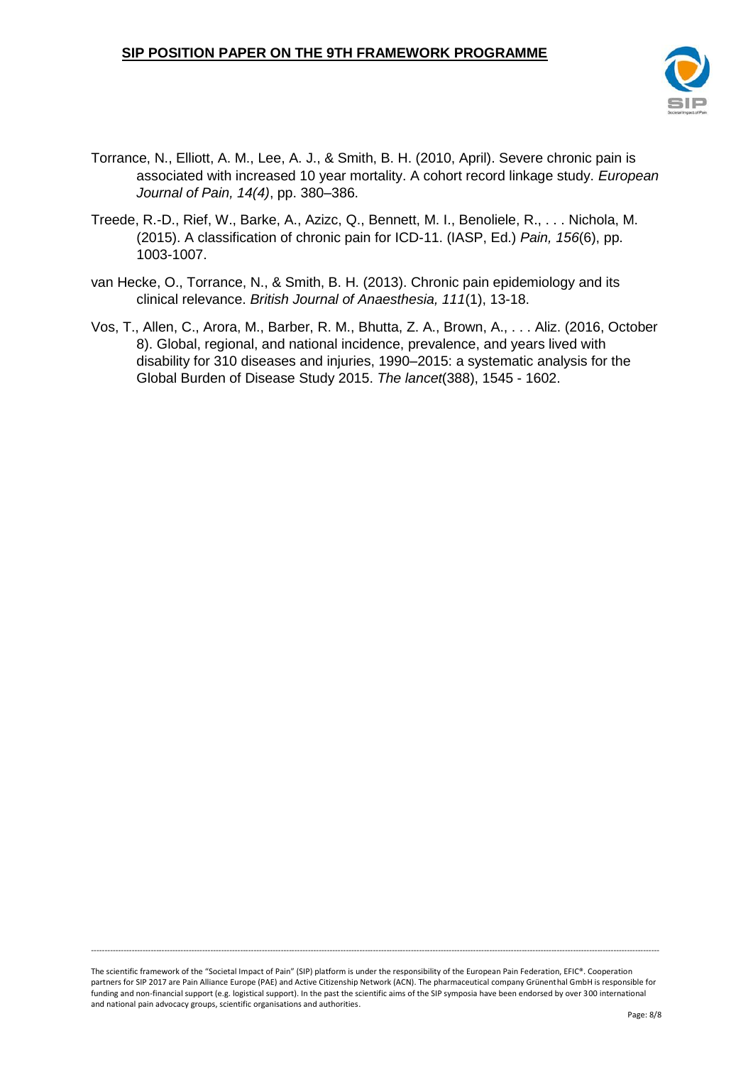Torrance, N., Elliott, A. M., Lee, A. J., & Smith, B. H. (2010, April). Severe chronic pain is associated with increased 10 year mortality. A cohort record linkage study. *European Journal of Pain, 14(4)*, pp. 380–386.

Treede, R.-D., Rief, W., Barke, A., Azizc, Q., Bennett, M. I., Benoliele, R., . . . Nichola, M. (2015). A classification of chronic pain for ICD-11. (IASP, Ed.) *Pain, 156*(6), pp. 1003-1007.

van Hecke, O., Torrance, N., & Smith, B. H. (2013). Chronic pain epidemiology and its clinical relevance. *British Journal of Anaesthesia, 111*(1), 13-18.

Vos, T., Allen, C., Arora, M., Barber, R. M., Bhutta, Z. A., Brown, A., . . . Aliz. (2016, October 8). Global, regional, and national incidence, prevalence, and years lived with disability for 310 diseases and injuries, 1990–2015: a systematic analysis for the Global Burden of Disease Study 2015. *The lancet*(388), 1545 - 1602.